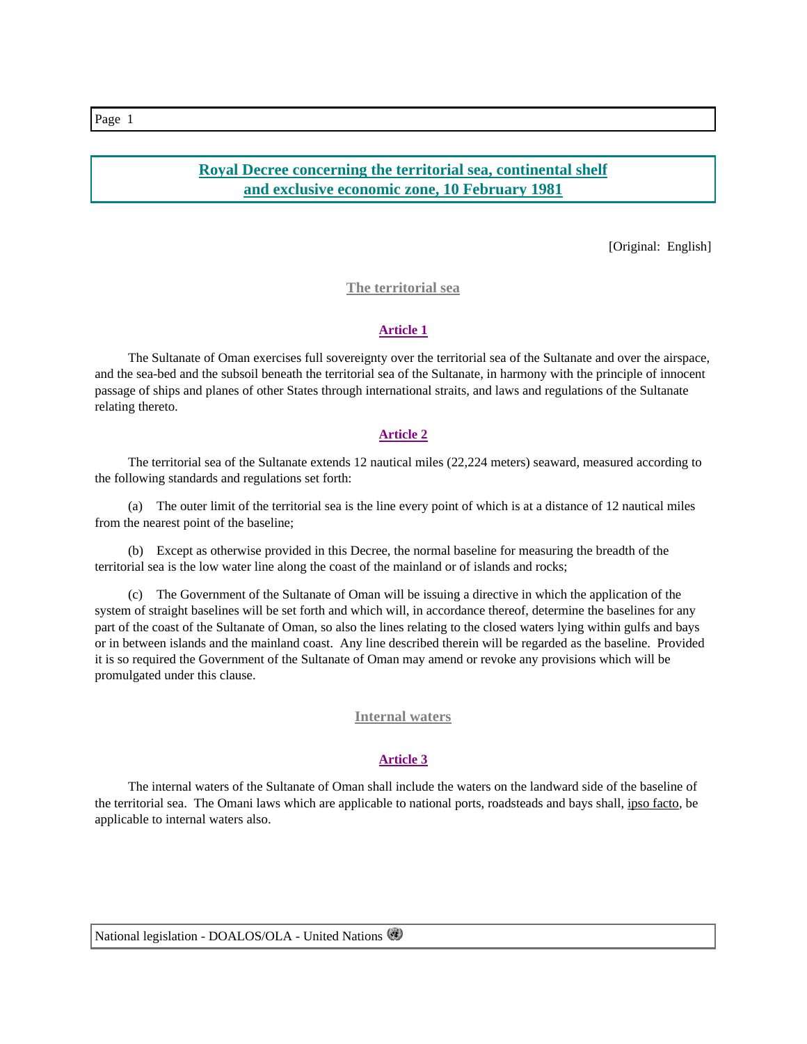# Royal Decree concerning the territorial sea, continental shelf and exclusive economic zone, 10 February 1981

[Original: English]

## The territorial sea

### Article 1

The Sultanate of Oman exercises full sovereignty over the territorial sea of the Sultanate and over the airspace, and the sea-bed and the subsoil beneath the territorial sea of the Sultanate, in harmony with the principle of innocent passage of ships and planes of other States through international straits, and laws and regulations of the Sultanate relating thereto.

### Article 2

The territorial sea of the Sultanate extends 12 nautical miles (22,224 meters) seaward, measured according to the following standards and regulations set forth:

(a) The outer limit of the territorial sea is the line every point of which is at a distance of 12 nautical miles from the nearest point of the baseline;

(b) Except as otherwise provided in this Decree, the normal baseline for measuring the breadth of the territorial sea is the low water line along the coast of the mainland or of islands and rocks;

(c) The Government of the Sultanate of Oman will be issuing a directive in which the application of the system of straight baselines will be set forth and which will, in accordance thereof, determine the baselines for any part of the coast of the Sultanate of Oman, so also the lines relating to the closed waters lying within gulfs and bays or in between islands and the mainland coast. Any line described therein will be regarded as the baseline. Provided it is so required the Government of the Sultanate of Oman may amend or revoke any provisions which will be promulgated under this clause.

## Internal waters

### Article 3

The internal waters of the Sultanate of Oman shall include the waters on the landward side of the baseline of the territorial sea. The Omani laws which are applicable to national ports, roadsteads and bays shall, ipso facto, be applicable to internal waters also.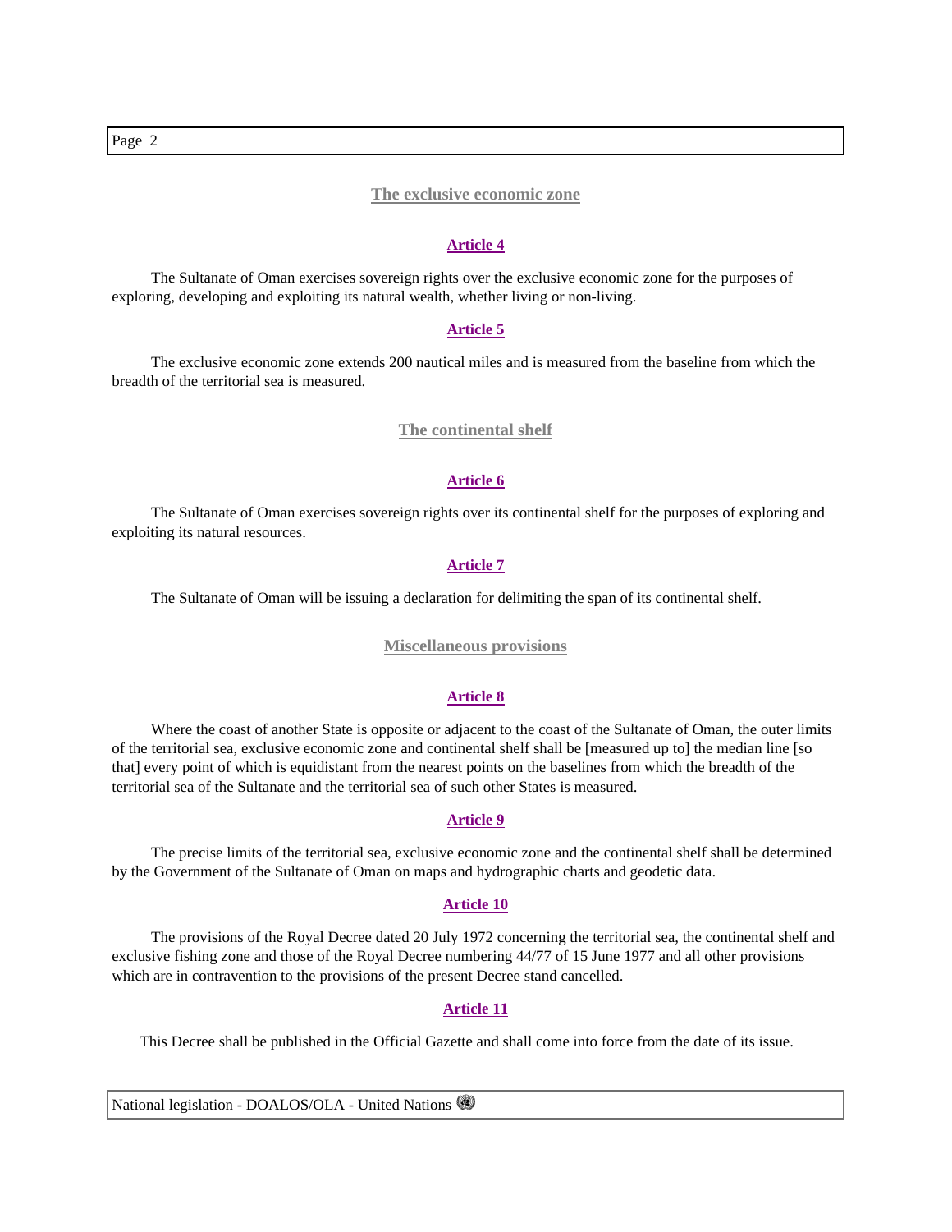## The exclusive economic zone

### Article 4

The Sultanate of Oman exercises sovereign rights over the exclusive economic zone for the purposes of exploring, developing and exploiting its natural wealth, whether living or non-living.

### Article 5

The exclusive economic zone extends 200 nautical miles and is measured from the baseline from which the breadth of the territorial sea is measured.

## The continental shelf

### Article 6

The Sultanate of Oman exercises sovereign rights over its continental shelf for the purposes of exploring and exploiting its natural resources.

### Article 7

The Sultanate of Oman will be issuing a declaration for delimiting the span of its continental shelf.

## Miscellaneous provisions

### Article 8

Where the coast of another State is opposite or adjacent to the coast of the Sultanate of Oman, the outer limits of the territorial sea, exclusive economic zone and continental shelf shall be [measured up to] the median line [so that] every point of which is equidistant from the nearest points on the baselines from which the breadth of the territorial sea of the Sultanate and the territorial sea of such other States is measured.

### Article 9

The precise limits of the territorial sea, exclusive economic zone and the continental shelf shall be determined by the Government of the Sultanate of Oman on maps and hydrographic charts and geodetic data.

### Article 10

The provisions of the Royal Decree dated 20 July 1972 concerning the territorial sea, the continental shelf and exclusive fishing zone and those of the Royal Decree numbering 44/77 of 15 June 1977 and all other provisions which are in contravention to the provisions of the present Decree stand cancelled.

### Article 11

This Decree shall be published in the Official Gazette and shall come into force from the date of its issue.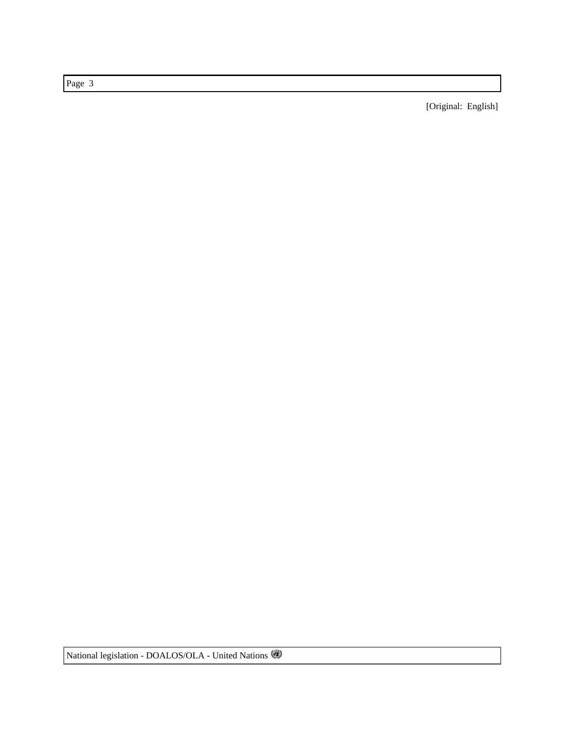[Original: English]